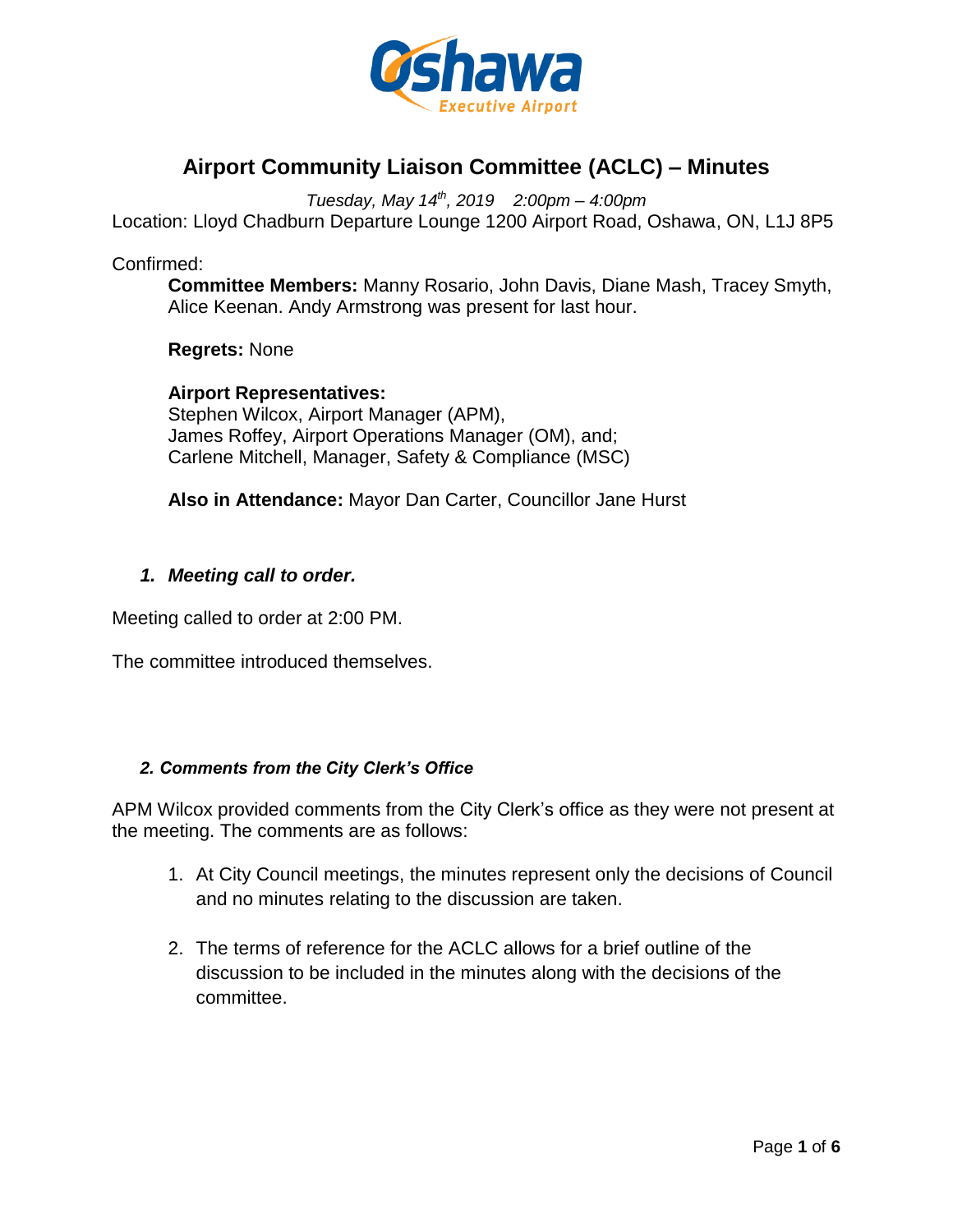# Airport Community Liaison Committee (ACLC) – Minutes

*Tuesday, May 14th, 2019 2:00pm – 4:00pm*

Location: Lloyd Chadburn Departure Lounge 1200 Airport Road, Oshawa, ON, L1J 8P5

Confirmed:

**Committee Members:** Manny Rosario, John Davis, Diane Mash, Tracey Smyth, Alice Keenan. Andy Armstrong was present for last hour.

**Regrets:** None

**Airport Representatives:**
Stephen Wilcox, Airport Manager (APM),
James Roffey, Airport Operations Manager (OM), and;
Carlene Mitchell, Manager, Safety & Compliance (MSC)

**Also in Attendance:** Mayor Dan Carter, Councillor Jane Hurst

### *1. Meeting call to order.*

Meeting called to order at 2:00 PM.

The committee introduced themselves.

### *2. Comments from the City Clerk's Office*

APM Wilcox provided comments from the City Clerk's office as they were not present at the meeting. The comments are as follows:

1. At City Council meetings, the minutes represent only the decisions of Council and no minutes relating to the discussion are taken.
2. The terms of reference for the ACLC allows for a brief outline of the discussion to be included in the minutes along with the decisions of the committee.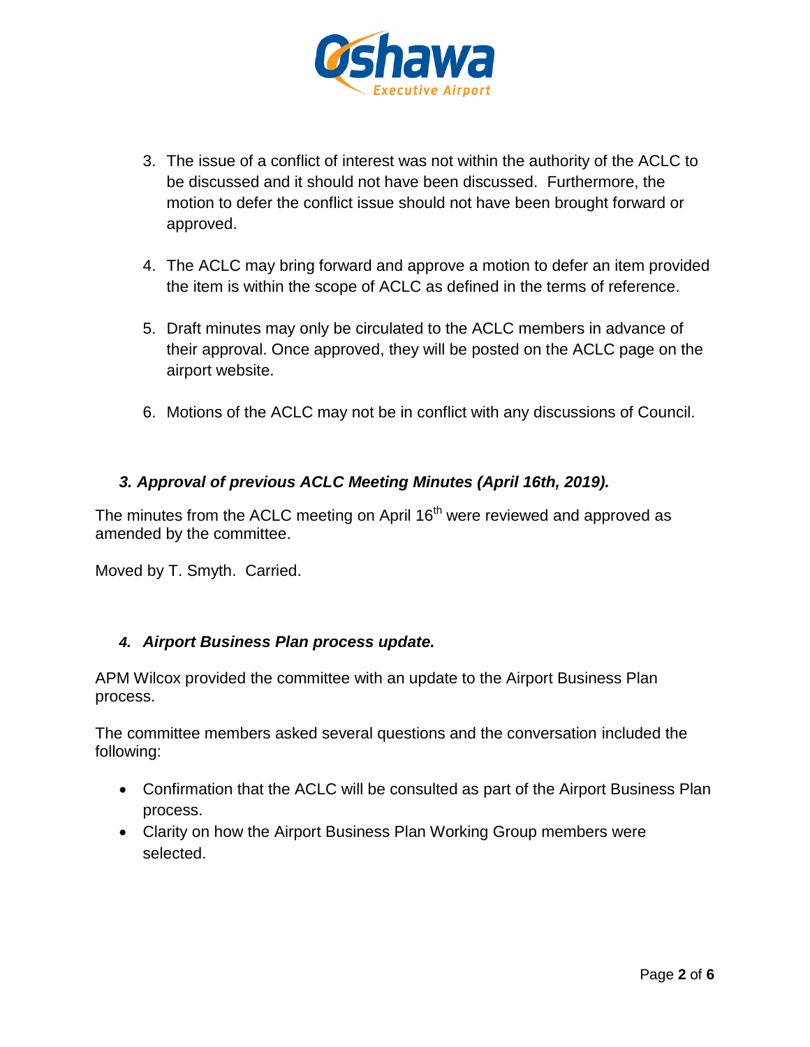3. The issue of a conflict of interest was not within the authority of the ACLC to be discussed and it should not have been discussed. Furthermore, the motion to defer the conflict issue should not have been brought forward or approved.

4. The ACLC may bring forward and approve a motion to defer an item provided the item is within the scope of ACLC as defined in the terms of reference.

5. Draft minutes may only be circulated to the ACLC members in advance of their approval. Once approved, they will be posted on the ACLC page on the airport website.

6. Motions of the ACLC may not be in conflict with any discussions of Council.

### *3. Approval of previous ACLC Meeting Minutes (April 16th, 2019).*

The minutes from the ACLC meeting on April 16th were reviewed and approved as amended by the committee.

Moved by T. Smyth. Carried.

### *4. Airport Business Plan process update.*

APM Wilcox provided the committee with an update to the Airport Business Plan process.

The committee members asked several questions and the conversation included the following:

- Confirmation that the ACLC will be consulted as part of the Airport Business Plan process.
- Clarity on how the Airport Business Plan Working Group members were selected.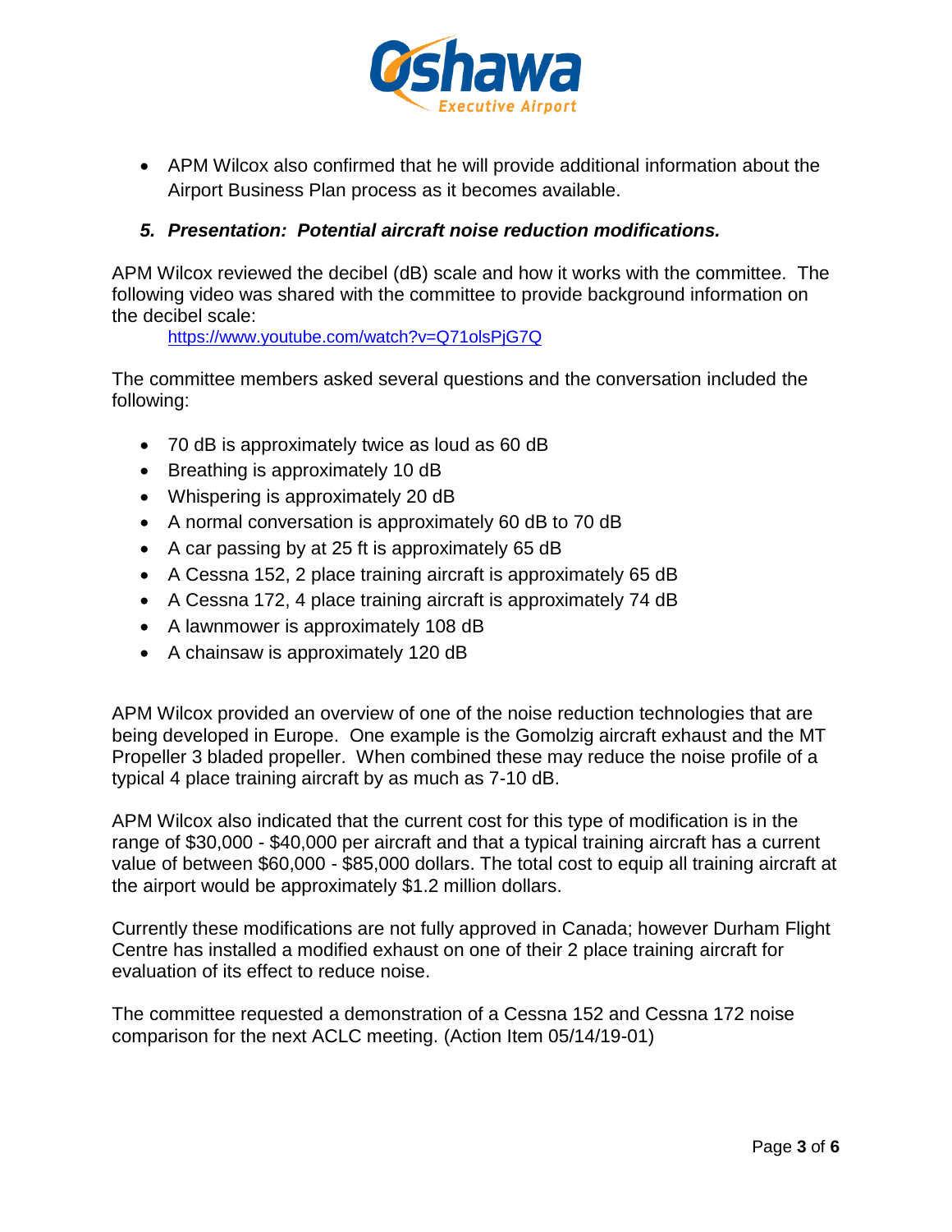- APM Wilcox also confirmed that he will provide additional information about the Airport Business Plan process as it becomes available.

### *5. Presentation: Potential aircraft noise reduction modifications.*

APM Wilcox reviewed the decibel (dB) scale and how it works with the committee. The following video was shared with the committee to provide background information on the decibel scale:

https://www.youtube.com/watch?v=Q71olsPjG7Q

The committee members asked several questions and the conversation included the following:

- 70 dB is approximately twice as loud as 60 dB
- Breathing is approximately 10 dB
- Whispering is approximately 20 dB
- A normal conversation is approximately 60 dB to 70 dB
- A car passing by at 25 ft is approximately 65 dB
- A Cessna 152, 2 place training aircraft is approximately 65 dB
- A Cessna 172, 4 place training aircraft is approximately 74 dB
- A lawnmower is approximately 108 dB
- A chainsaw is approximately 120 dB

APM Wilcox provided an overview of one of the noise reduction technologies that are being developed in Europe. One example is the Gomolzig aircraft exhaust and the MT Propeller 3 bladed propeller. When combined these may reduce the noise profile of a typical 4 place training aircraft by as much as 7-10 dB.

APM Wilcox also indicated that the current cost for this type of modification is in the range of $30,000 - $40,000 per aircraft and that a typical training aircraft has a current value of between $60,000 - $85,000 dollars. The total cost to equip all training aircraft at the airport would be approximately $1.2 million dollars.

Currently these modifications are not fully approved in Canada; however Durham Flight Centre has installed a modified exhaust on one of their 2 place training aircraft for evaluation of its effect to reduce noise.

The committee requested a demonstration of a Cessna 152 and Cessna 172 noise comparison for the next ACLC meeting. (Action Item 05/14/19-01)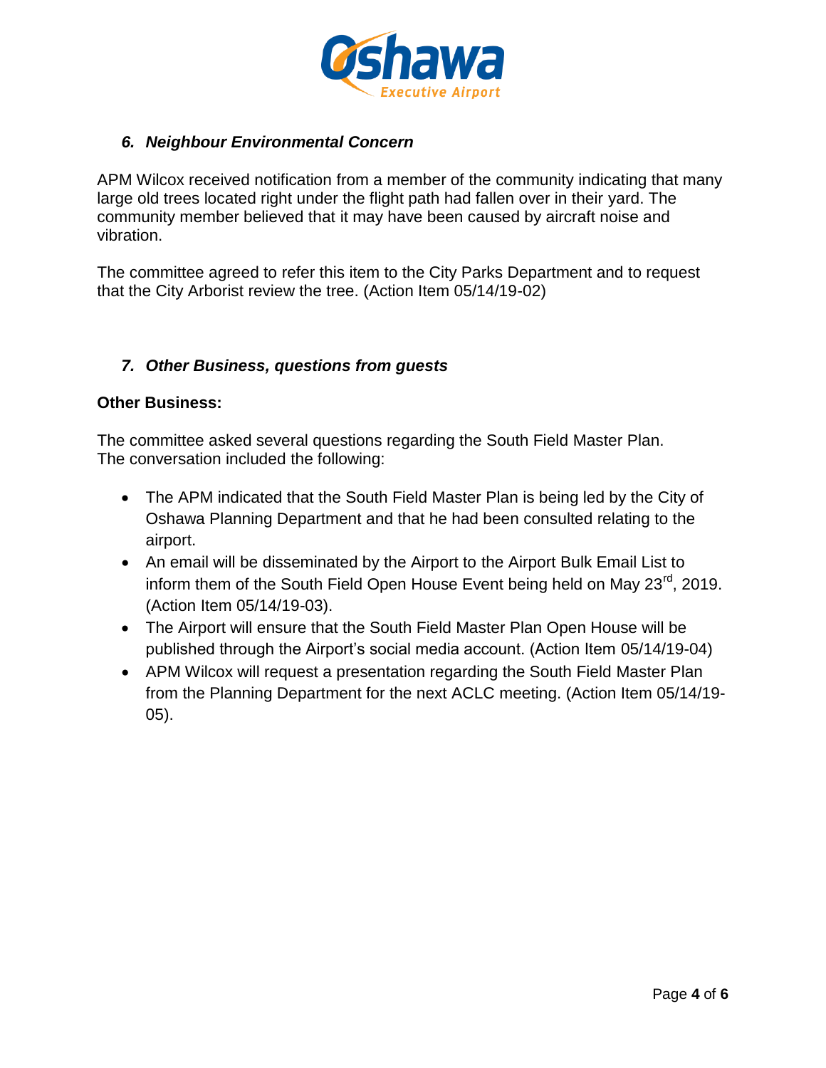### *6. Neighbour Environmental Concern*

APM Wilcox received notification from a member of the community indicating that many large old trees located right under the flight path had fallen over in their yard. The community member believed that it may have been caused by aircraft noise and vibration.

The committee agreed to refer this item to the City Parks Department and to request that the City Arborist review the tree. (Action Item 05/14/19-02)

### *7. Other Business, questions from guests*

**Other Business:**

The committee asked several questions regarding the South Field Master Plan. The conversation included the following:

- The APM indicated that the South Field Master Plan is being led by the City of Oshawa Planning Department and that he had been consulted relating to the airport.
- An email will be disseminated by the Airport to the Airport Bulk Email List to inform them of the South Field Open House Event being held on May 23rd, 2019. (Action Item 05/14/19-03).
- The Airport will ensure that the South Field Master Plan Open House will be published through the Airport's social media account. (Action Item 05/14/19-04)
- APM Wilcox will request a presentation regarding the South Field Master Plan from the Planning Department for the next ACLC meeting. (Action Item 05/14/19-05).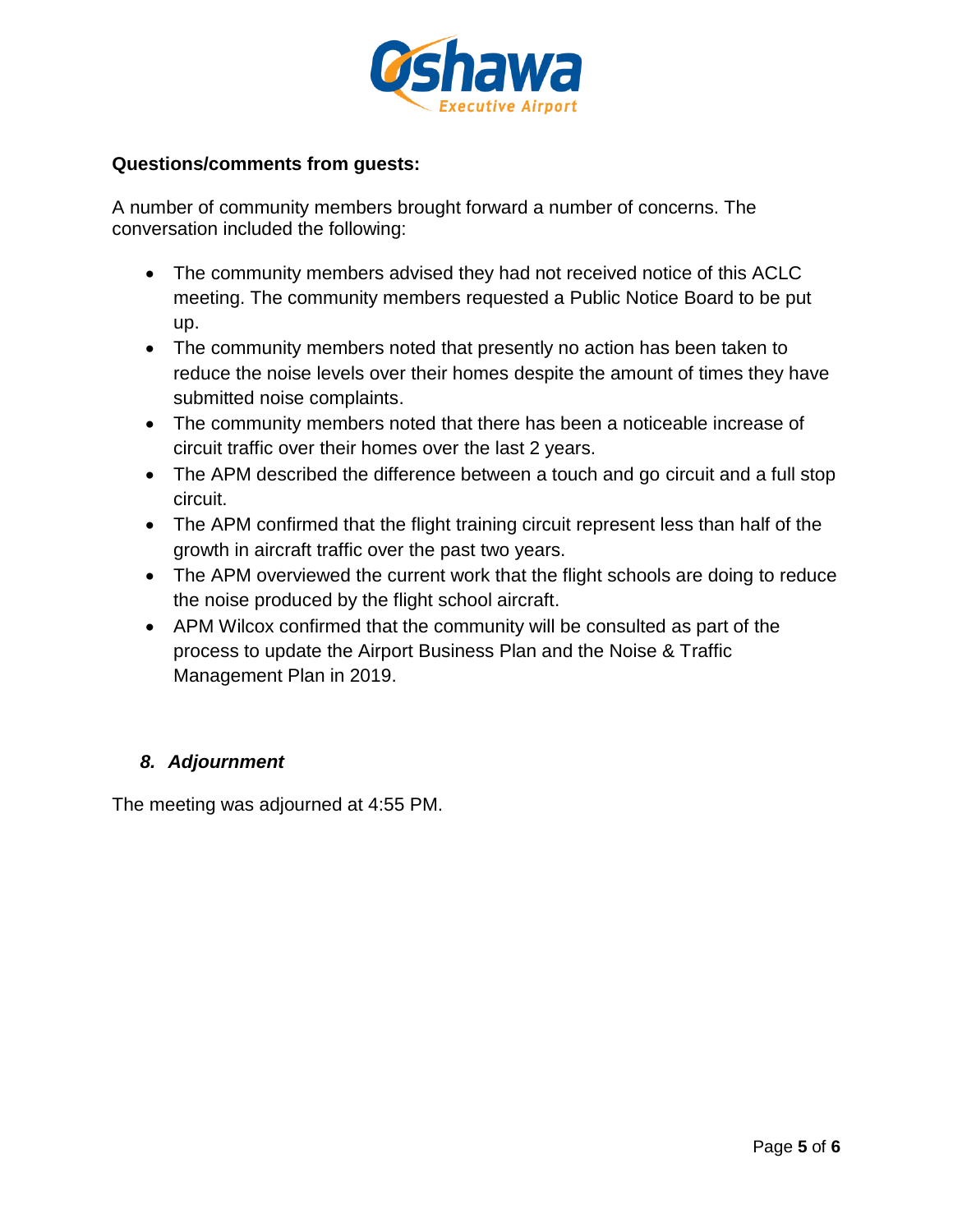**Questions/comments from guests:**

A number of community members brought forward a number of concerns. The conversation included the following:

- The community members advised they had not received notice of this ACLC meeting. The community members requested a Public Notice Board to be put up.
- The community members noted that presently no action has been taken to reduce the noise levels over their homes despite the amount of times they have submitted noise complaints.
- The community members noted that there has been a noticeable increase of circuit traffic over their homes over the last 2 years.
- The APM described the difference between a touch and go circuit and a full stop circuit.
- The APM confirmed that the flight training circuit represent less than half of the growth in aircraft traffic over the past two years.
- The APM overviewed the current work that the flight schools are doing to reduce the noise produced by the flight school aircraft.
- APM Wilcox confirmed that the community will be consulted as part of the process to update the Airport Business Plan and the Noise & Traffic Management Plan in 2019.

### *8. Adjournment*

The meeting was adjourned at 4:55 PM.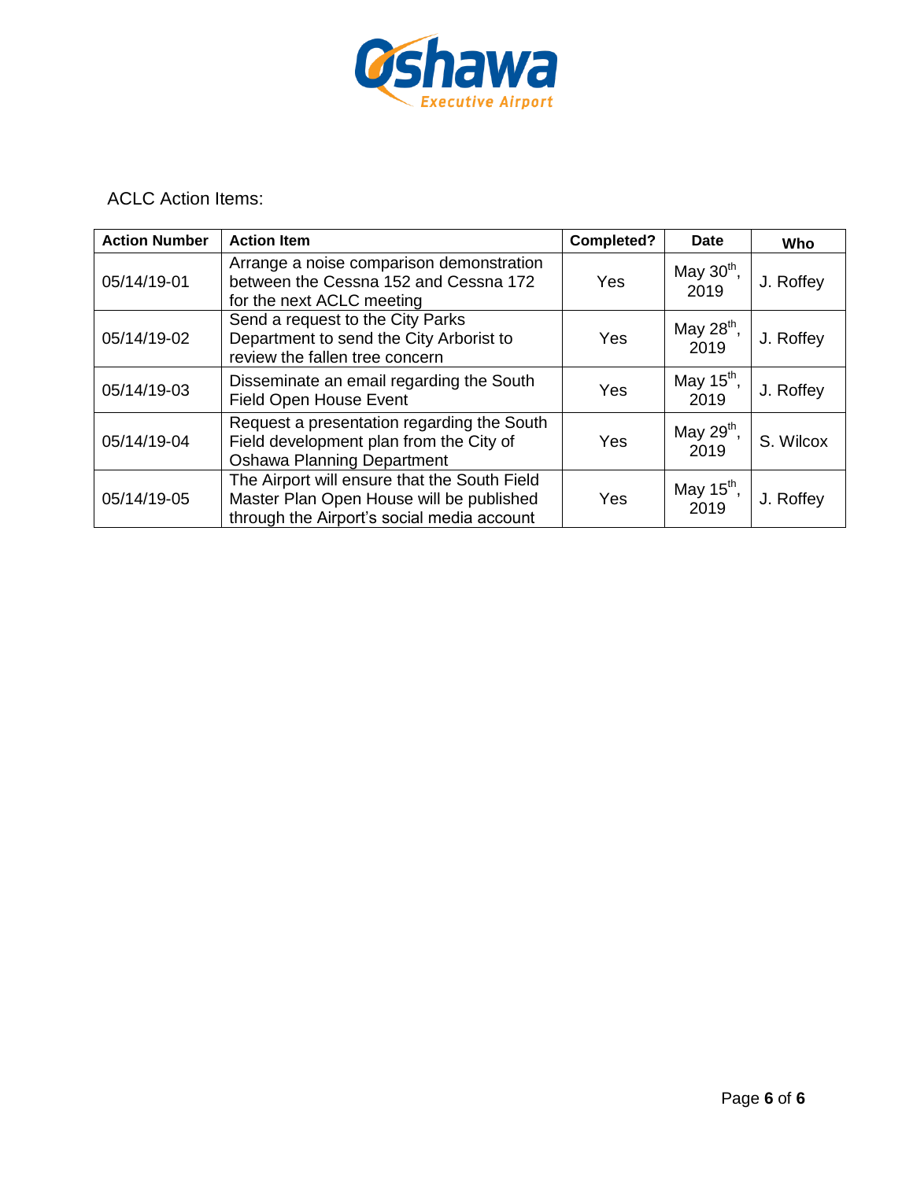ACLC Action Items:

| Action Number | Action Item | Completed? | Date | Who |
|---|---|---|---|---|
| 05/14/19-01 | Arrange a noise comparison demonstration between the Cessna 152 and Cessna 172 for the next ACLC meeting | Yes | May 30th, 2019 | J. Roffey |
| 05/14/19-02 | Send a request to the City Parks Department to send the City Arborist to review the fallen tree concern | Yes | May 28th, 2019 | J. Roffey |
| 05/14/19-03 | Disseminate an email regarding the South Field Open House Event | Yes | May 15th, 2019 | J. Roffey |
| 05/14/19-04 | Request a presentation regarding the South Field development plan from the City of Oshawa Planning Department | Yes | May 29th, 2019 | S. Wilcox |
| 05/14/19-05 | The Airport will ensure that the South Field Master Plan Open House will be published through the Airport's social media account | Yes | May 15th, 2019 | J. Roffey |